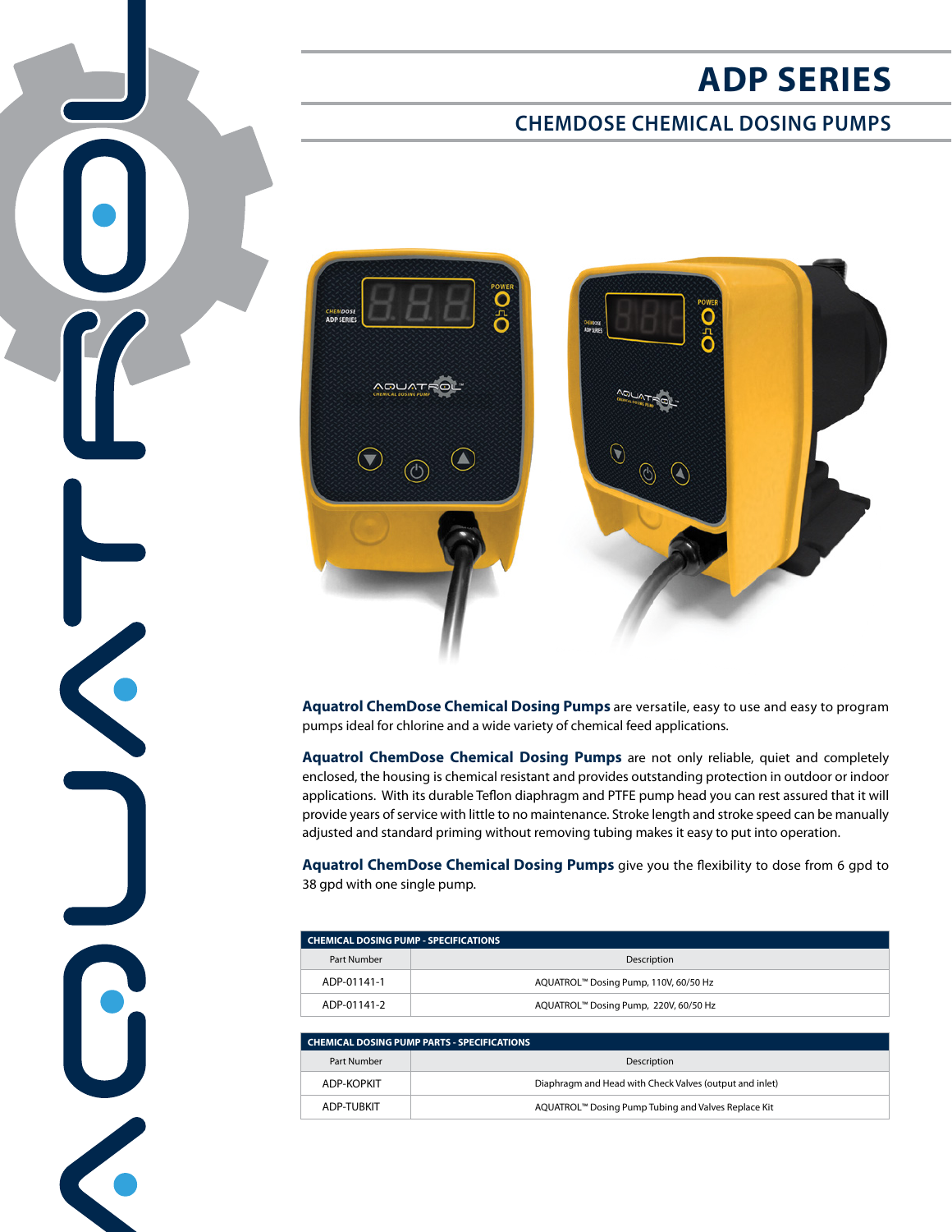# ADP SERIES

## CHEMDOSE CHEMICAL DOSING PUMPS

**Aquatrol ChemDose Chemical Dosing Pumps** are versatile, easy to use and easy to program pumps ideal for chlorine and a wide variety of chemical feed applications.

**Aquatrol ChemDose Chemical Dosing Pumps** are not only reliable, quiet and completely enclosed, the housing is chemical resistant and provides outstanding protection in outdoor or indoor applications. With its durable Teflon diaphragm and PTFE pump head you can rest assured that it will provide years of service with little to no maintenance. Stroke length and stroke speed can be manually adjusted and standard priming without removing tubing makes it easy to put into operation.

**Aquatrol ChemDose Chemical Dosing Pumps** give you the flexibility to dose from 6 gpd to 38 gpd with one single pump.

| CHEMICAL DOSING PUMP - SPECIFICATIONS | |
|---|---|
| Part Number | Description |
| ADP-01141-1 | AQUATROL™ Dosing Pump, 110V, 60/50 Hz |
| ADP-01141-2 | AQUATROL™ Dosing Pump, 220V, 60/50 Hz |

| CHEMICAL DOSING PUMP PARTS - SPECIFICATIONS | |
|---|---|
| Part Number | Description |
| ADP-KOPKIT | Diaphragm and Head with Check Valves (output and inlet) |
| ADP-TUBKIT | AQUATROL™ Dosing Pump Tubing and Valves Replace Kit |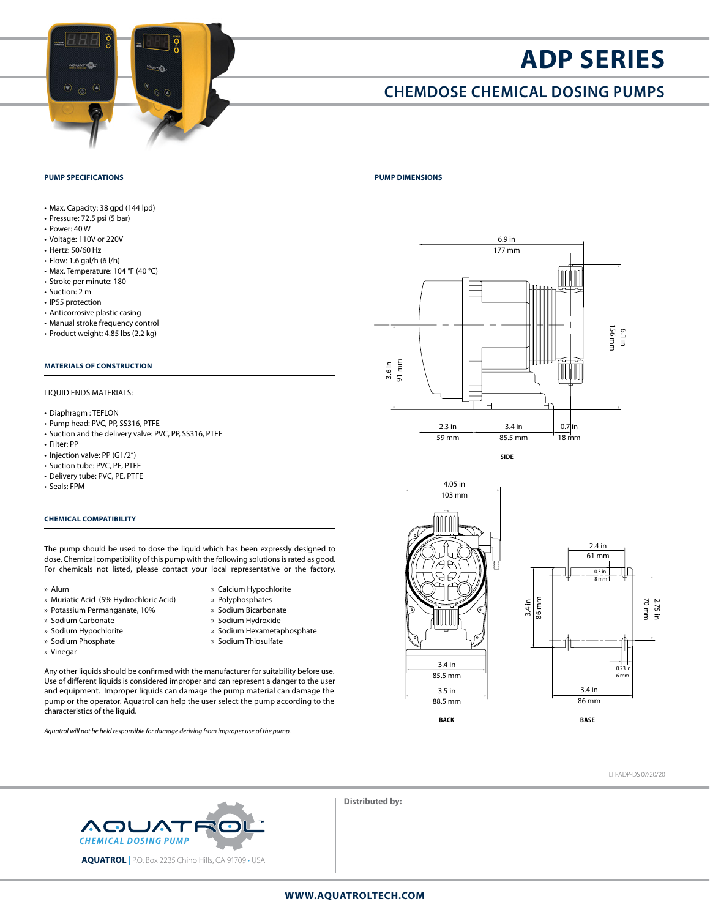# ADP SERIES

## CHEMDOSE CHEMICAL DOSING PUMPS

### PUMP SPECIFICATIONS

- Max. Capacity: 38 gpd (144 lpd)
- Pressure: 72.5 psi (5 bar)
- Power: 40 W
- Voltage: 110V or 220V
- Hertz: 50/60 Hz
- Flow: 1.6 gal/h (6 l/h)
- Max. Temperature: 104 °F (40 °C)
- Stroke per minute: 180
- Suction: 2 m
- IP55 protection
- Anticorrosive plastic casing
- Manual stroke frequency control
- Product weight: 4.85 lbs (2.2 kg)

### MATERIALS OF CONSTRUCTION

LIQUID ENDS MATERIALS:

- Diaphragm : TEFLON
- Pump head: PVC, PP, SS316, PTFE
- Suction and the delivery valve: PVC, PP, SS316, PTFE
- Filter: PP
- Injection valve: PP (G1/2")
- Suction tube: PVC, PE, PTFE
- Delivery tube: PVC, PE, PTFE
- Seals: FPM

### CHEMICAL COMPATIBILITY

The pump should be used to dose the liquid which has been expressly designed to dose. Chemical compatibility of this pump with the following solutions is rated as good. For chemicals not listed, please contact your local representative or the factory.

- » Alum
- » Muriatic Acid (5% Hydrochloric Acid)
- » Potassium Permanganate, 10%
- » Sodium Carbonate
- » Sodium Hypochlorite
- » Sodium Phosphate
- » Vinegar
- » Calcium Hypochlorite
- » Polyphosphates
- » Sodium Bicarbonate
- » Sodium Hydroxide
- » Sodium Hexametaphosphate
- » Sodium Thiosulfate

Any other liquids should be confirmed with the manufacturer for suitability before use. Use of different liquids is considered improper and can represent a danger to the user and equipment. Improper liquids can damage the pump material can damage the pump or the operator. Aquatrol can help the user select the pump according to the characteristics of the liquid.

*Aquatrol will not be held responsible for damage deriving from improper use of the pump.*

### PUMP DIMENSIONS

6.9 in
177 mm
156 mm
6.1 in
3.6 in
91 mm
2.3 in
59 mm
3.4 in
85.5 mm
0.7 in
18 mm

SIDE

4.05 in
103 mm
3.4 in
85.5 mm
3.5 in
88.5 mm

BACK

2.4 in
61 mm
0.3 in
8 mm
3.4 in
86 mm
70 mm
2.75 in
0.23 in
6 mm
3.4 in
86 mm

BASE

LIT-ADP-DS 07/20/20

AQUATROL CHEMICAL DOSING PUMP

**AQUATROL** | P.O. Box 2235 Chino Hills, CA 91709 • USA

**Distributed by:**

**WWW.AQUATROLTECH.COM**